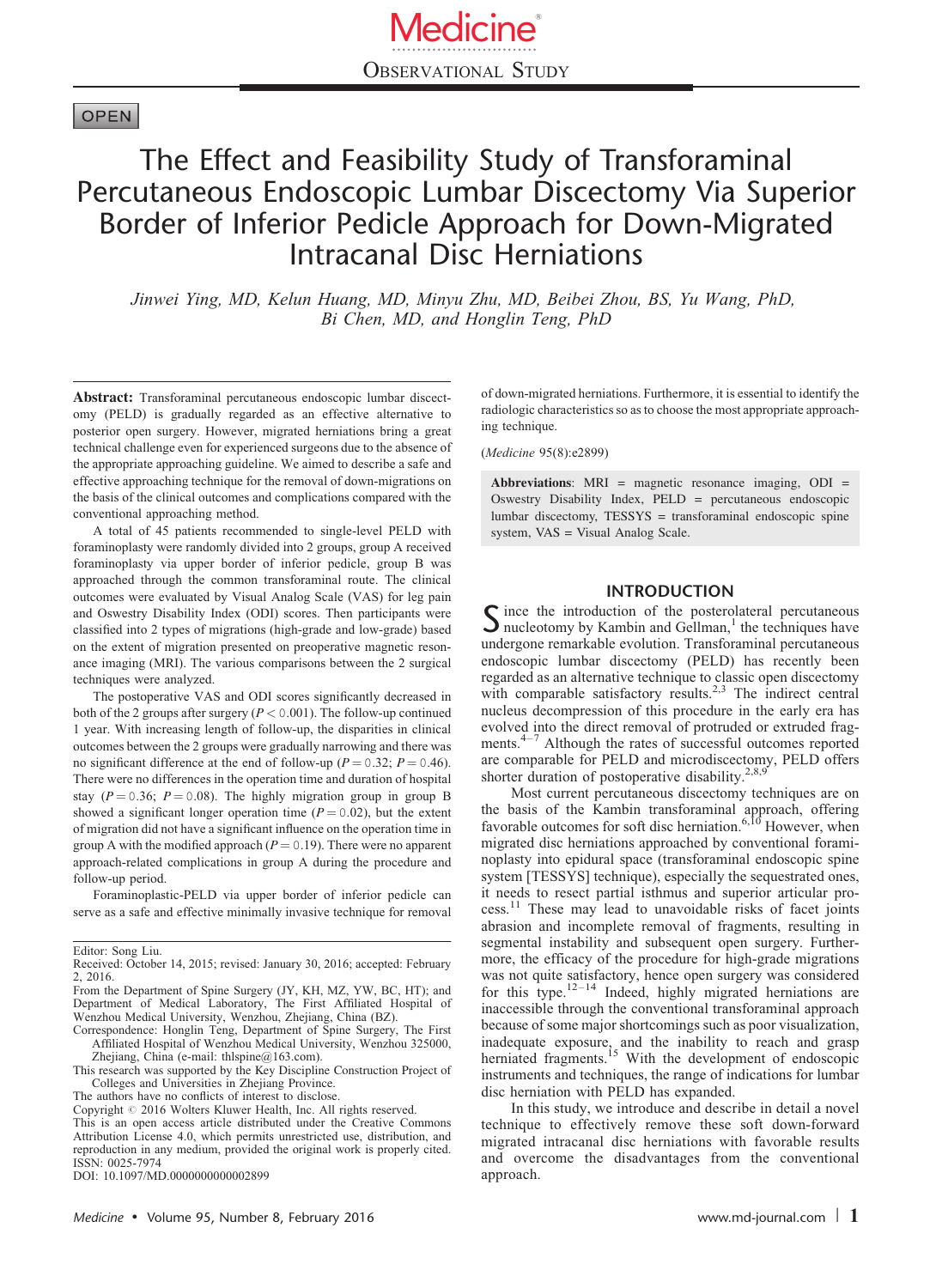OBSERVATIONAL STUDY

OPEN

# The Effect and Feasibility Study of Transforaminal Percutaneous Endoscopic Lumbar Discectomy Via Superior Border of Inferior Pedicle Approach for Down-Migrated Intracanal Disc Herniations

*Jinwei Ying, MD, Kelun Huang, MD, Minyu Zhu, MD, Beibei Zhou, BS, Yu Wang, PhD, Bi Chen, MD, and Honglin Teng, PhD*

**Abstract:** Transforaminal percutaneous endoscopic lumbar discectomy (PELD) is gradually regarded as an effective alternative to posterior open surgery. However, migrated herniations bring a great technical challenge even for experienced surgeons due to the absence of the appropriate approaching guideline. We aimed to describe a safe and effective approaching technique for the removal of down-migrations on the basis of the clinical outcomes and complications compared with the conventional approaching method.

A total of 45 patients recommended to single-level PELD with foraminoplasty were randomly divided into 2 groups, group A received foraminoplasty via upper border of inferior pedicle, group B was approached through the common transforaminal route. The clinical outcomes were evaluated by Visual Analog Scale (VAS) for leg pain and Oswestry Disability Index (ODI) scores. Then participants were classified into 2 types of migrations (high-grade and low-grade) based on the extent of migration presented on preoperative magnetic resonance imaging (MRI). The various comparisons between the 2 surgical techniques were analyzed.

The postoperative VAS and ODI scores significantly decreased in both of the 2 groups after surgery ($P < 0.001$). The follow-up continued 1 year. With increasing length of follow-up, the disparities in clinical outcomes between the 2 groups were gradually narrowing and there was no significant difference at the end of follow-up ($P = 0.32$; $P = 0.46$). There were no differences in the operation time and duration of hospital stay ($P = 0.36$; $P = 0.08$). The highly migration group in group B showed a significant longer operation time ($P = 0.02$), but the extent of migration did not have a significant influence on the operation time in group A with the modified approach ($P = 0.19$). There were no apparent approach-related complications in group A during the procedure and follow-up period.

Foraminoplastic-PELD via upper border of inferior pedicle can serve as a safe and effective minimally invasive technique for removal of down-migrated herniations. Furthermore, it is essential to identify the radiologic characteristics so as to choose the most appropriate approaching technique.

(*Medicine* 95(8):e2899)

**Abbreviations**: MRI = magnetic resonance imaging, ODI = Oswestry Disability Index, PELD = percutaneous endoscopic lumbar discectomy, TESSYS = transforaminal endoscopic spine system, VAS = Visual Analog Scale.

Editor: Song Liu.
Received: October 14, 2015; revised: January 30, 2016; accepted: February 2, 2016.
From the Department of Spine Surgery (JY, KH, MZ, YW, BC, HT); and Department of Medical Laboratory, The First Affiliated Hospital of Wenzhou Medical University, Wenzhou, Zhejiang, China (BZ).
Correspondence: Honglin Teng, Department of Spine Surgery, The First Affiliated Hospital of Wenzhou Medical University, Wenzhou 325000, Zhejiang, China (e-mail: thlspine@163.com).
This research was supported by the Key Discipline Construction Project of Colleges and Universities in Zhejiang Province.
The authors have no conflicts of interest to disclose.
Copyright © 2016 Wolters Kluwer Health, Inc. All rights reserved.
This is an open access article distributed under the Creative Commons Attribution License 4.0, which permits unrestricted use, distribution, and reproduction in any medium, provided the original work is properly cited.
ISSN: 0025-7974
DOI: 10.1097/MD.0000000000002899

## INTRODUCTION

Since the introduction of the posterolateral percutaneous nucleotomy by Kambin and Gellman,[1] the techniques have undergone remarkable evolution. Transforaminal percutaneous endoscopic lumbar discectomy (PELD) has recently been regarded as an alternative technique to classic open discectomy with comparable satisfactory results.[2,3] The indirect central nucleus decompression of this procedure in the early era has evolved into the direct removal of protruded or extruded fragments.[4–7] Although the rates of successful outcomes reported are comparable for PELD and microdiscectomy, PELD offers shorter duration of postoperative disability.[2,8,9]

Most current percutaneous discectomy techniques are on the basis of the Kambin transforaminal approach, offering favorable outcomes for soft disc herniation.[6,10] However, when migrated disc herniations approached by conventional foraminoplasty into epidural space (transforaminal endoscopic spine system [TESSYS] technique), especially the sequestrated ones, it needs to resect partial isthmus and superior articular process.[11] These may lead to unavoidable risks of facet joints abrasion and incomplete removal of fragments, resulting in segmental instability and subsequent open surgery. Furthermore, the efficacy of the procedure for high-grade migrations was not quite satisfactory, hence open surgery was considered for this type.[12–14] Indeed, highly migrated herniations are inaccessible through the conventional transforaminal approach because of some major shortcomings such as poor visualization, inadequate exposure, and the inability to reach and grasp herniated fragments.[15] With the development of endoscopic instruments and techniques, the range of indications for lumbar disc herniation with PELD has expanded.

In this study, we introduce and describe in detail a novel technique to effectively remove these soft down-forward migrated intracanal disc herniations with favorable results and overcome the disadvantages from the conventional approach.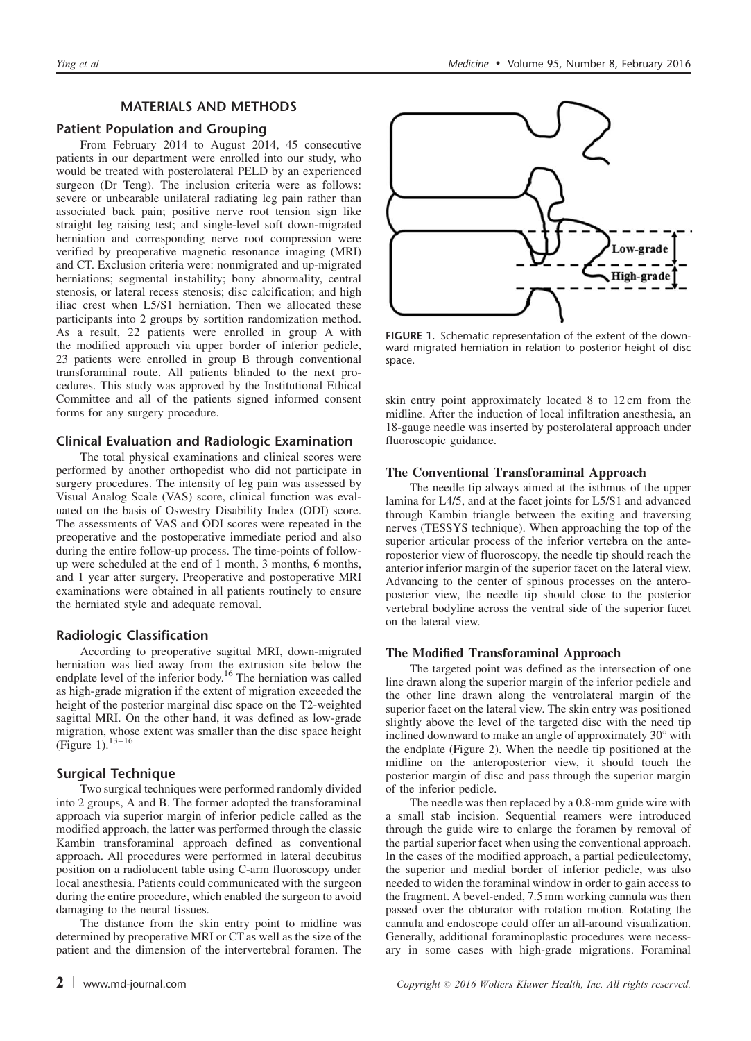## MATERIALS AND METHODS

### Patient Population and Grouping

From February 2014 to August 2014, 45 consecutive patients in our department were enrolled into our study, who would be treated with posterolateral PELD by an experienced surgeon (Dr Teng). The inclusion criteria were as follows: severe or unbearable unilateral radiating leg pain rather than associated back pain; positive nerve root tension sign like straight leg raising test; and single-level soft down-migrated herniation and corresponding nerve root compression were verified by preoperative magnetic resonance imaging (MRI) and CT. Exclusion criteria were: nonmigrated and up-migrated herniations; segmental instability; bony abnormality, central stenosis, or lateral recess stenosis; disc calcification; and high iliac crest when L5/S1 herniation. Then we allocated these participants into 2 groups by sortition randomization method. As a result, 22 patients were enrolled in group A with the modified approach via upper border of inferior pedicle, 23 patients were enrolled in group B through conventional transforaminal route. All patients blinded to the next procedures. This study was approved by the Institutional Ethical Committee and all of the patients signed informed consent forms for any surgery procedure.

### Clinical Evaluation and Radiologic Examination

The total physical examinations and clinical scores were performed by another orthopedist who did not participate in surgery procedures. The intensity of leg pain was assessed by Visual Analog Scale (VAS) score, clinical function was evaluated on the basis of Oswestry Disability Index (ODI) score. The assessments of VAS and ODI scores were repeated in the preoperative and the postoperative immediate period and also during the entire follow-up process. The time-points of follow-up were scheduled at the end of 1 month, 3 months, 6 months, and 1 year after surgery. Preoperative and postoperative MRI examinations were obtained in all patients routinely to ensure the herniated style and adequate removal.

### Radiologic Classification

According to preoperative sagittal MRI, down-migrated herniation was lied away from the extrusion site below the endplate level of the inferior body.[16] The herniation was called as high-grade migration if the extent of migration exceeded the height of the posterior marginal disc space on the T2-weighted sagittal MRI. On the other hand, it was defined as low-grade migration, whose extent was smaller than the disc space height (Figure 1).[13–16]

### Surgical Technique

Two surgical techniques were performed randomly divided into 2 groups, A and B. The former adopted the transforaminal approach via superior margin of inferior pedicle called as the modified approach, the latter was performed through the classic Kambin transforaminal approach defined as conventional approach. All procedures were performed in lateral decubitus position on a radiolucent table using C-arm fluoroscopy under local anesthesia. Patients could communicated with the surgeon during the entire procedure, which enabled the surgeon to avoid damaging to the neural tissues.

The distance from the skin entry point to midline was determined by preoperative MRI or CT as well as the size of the patient and the dimension of the intervertebral foramen. The skin entry point approximately located 8 to 12 cm from the midline. After the induction of local infiltration anesthesia, an 18-gauge needle was inserted by posterolateral approach under fluoroscopic guidance.

FIGURE 1. Schematic representation of the extent of the downward migrated herniation in relation to posterior height of disc space.

#### The Conventional Transforaminal Approach

The needle tip always aimed at the isthmus of the upper lamina for L4/5, and at the facet joints for L5/S1 and advanced through Kambin triangle between the exiting and traversing nerves (TESSYS technique). When approaching the top of the superior articular process of the inferior vertebra on the anteroposterior view of fluoroscopy, the needle tip should reach the anterior inferior margin of the superior facet on the lateral view. Advancing to the center of spinous processes on the anteroposterior view, the needle tip should close to the posterior vertebral bodyline across the ventral side of the superior facet on the lateral view.

#### The Modified Transforaminal Approach

The targeted point was defined as the intersection of one line drawn along the superior margin of the inferior pedicle and the other line drawn along the ventrolateral margin of the superior facet on the lateral view. The skin entry was positioned slightly above the level of the targeted disc with the need tip inclined downward to make an angle of approximately 30° with the endplate (Figure 2). When the needle tip positioned at the midline on the anteroposterior view, it should touch the posterior margin of disc and pass through the superior margin of the inferior pedicle.

The needle was then replaced by a 0.8-mm guide wire with a small stab incision. Sequential reamers were introduced through the guide wire to enlarge the foramen by removal of the partial superior facet when using the conventional approach. In the cases of the modified approach, a partial pediculectomy, the superior and medial border of inferior pedicle, was also needed to widen the foraminal window in order to gain access to the fragment. A bevel-ended, 7.5 mm working cannula was then passed over the obturator with rotation motion. Rotating the cannula and endoscope could offer an all-around visualization. Generally, additional foraminoplastic procedures were necessary in some cases with high-grade migrations. Foraminal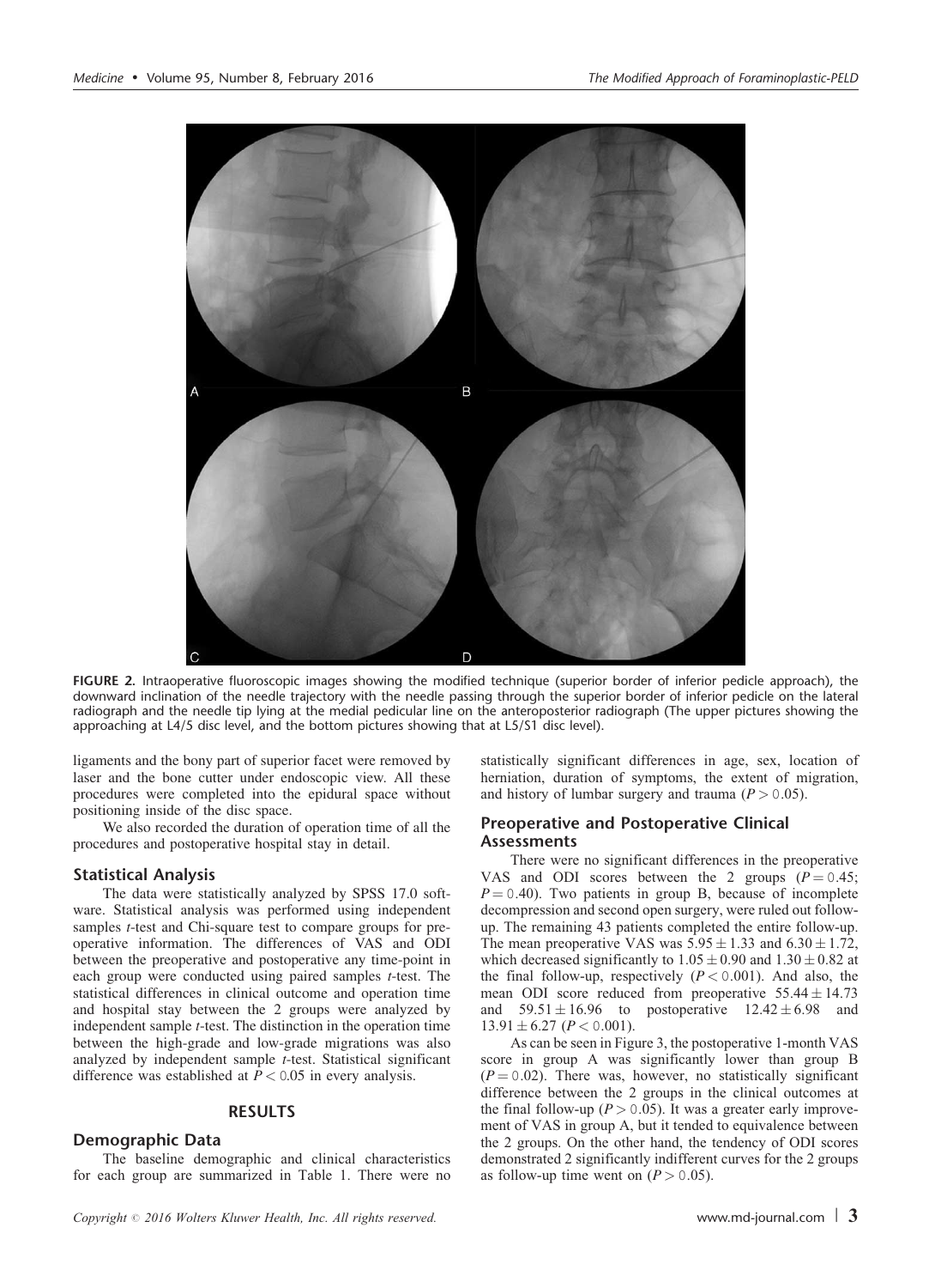FIGURE 2. Intraoperative fluoroscopic images showing the modified technique (superior border of inferior pedicle approach), the downward inclination of the needle trajectory with the needle passing through the superior border of inferior pedicle on the lateral radiograph and the needle tip lying at the medial pedicular line on the anteroposterior radiograph (The upper pictures showing the approaching at L4/5 disc level, and the bottom pictures showing that at L5/S1 disc level).

ligaments and the bony part of superior facet were removed by laser and the bone cutter under endoscopic view. All these procedures were completed into the epidural space without positioning inside of the disc space.

We also recorded the duration of operation time of all the procedures and postoperative hospital stay in detail.

### Statistical Analysis

The data were statistically analyzed by SPSS 17.0 software. Statistical analysis was performed using independent samples *t*-test and Chi-square test to compare groups for preoperative information. The differences of VAS and ODI between the preoperative and postoperative any time-point in each group were conducted using paired samples *t*-test. The statistical differences in clinical outcome and operation time and hospital stay between the 2 groups were analyzed by independent sample *t*-test. The distinction in the operation time between the high-grade and low-grade migrations was also analyzed by independent sample *t*-test. Statistical significant difference was established at $P < 0.05$ in every analysis.

## RESULTS

### Demographic Data

The baseline demographic and clinical characteristics for each group are summarized in Table 1. There were no statistically significant differences in age, sex, location of herniation, duration of symptoms, the extent of migration, and history of lumbar surgery and trauma ($P > 0.05$).

### Preoperative and Postoperative Clinical Assessments

There were no significant differences in the preoperative VAS and ODI scores between the 2 groups ($P = 0.45$; $P = 0.40$). Two patients in group B, because of incomplete decompression and second open surgery, were ruled out follow-up. The remaining 43 patients completed the entire follow-up. The mean preoperative VAS was $5.95 \pm 1.33$ and $6.30 \pm 1.72$, which decreased significantly to $1.05 \pm 0.90$ and $1.30 \pm 0.82$ at the final follow-up, respectively ($P < 0.001$). And also, the mean ODI score reduced from preoperative $55.44 \pm 14.73$ and $59.51 \pm 16.96$ to postoperative $12.42 \pm 6.98$ and $13.91 \pm 6.27$ ($P < 0.001$).

As can be seen in Figure 3, the postoperative 1-month VAS score in group A was significantly lower than group B ($P = 0.02$). There was, however, no statistically significant difference between the 2 groups in the clinical outcomes at the final follow-up ($P > 0.05$). It was a greater early improvement of VAS in group A, but it tended to equivalence between the 2 groups. On the other hand, the tendency of ODI scores demonstrated 2 significantly indifferent curves for the 2 groups as follow-up time went on ($P > 0.05$).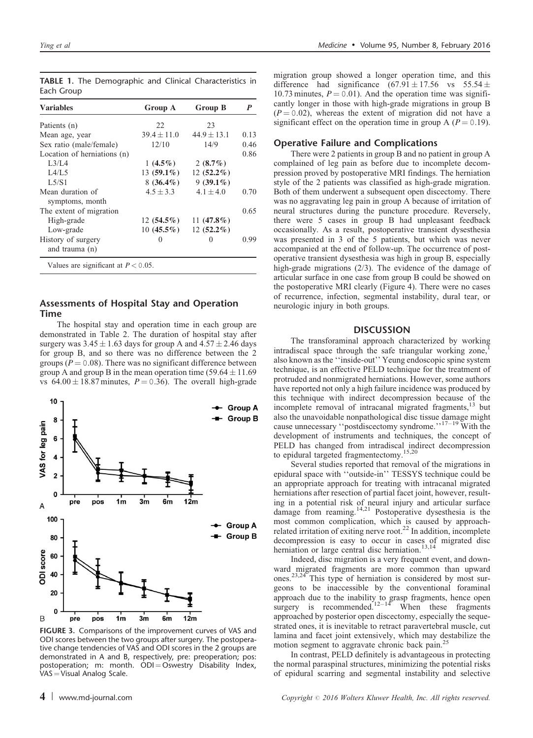**TABLE 1.** The Demographic and Clinical Characteristics in Each Group

| Variables | Group A | Group B | P |
|---|---|---|---|
| Patients (n) | 22 | 23 | |
| Mean age, year | $39.4 \pm 11.0$ | $44.9 \pm 13.1$ | 0.13 |
| Sex ratio (male/female) | 12/10 | 14/9 | 0.46 |
| Location of herniations (n) | | | 0.86 |
| L3/L4 | 1 **(4.5%)** | 2 **(8.7%)** | |
| L4/L5 | 13 **(59.1%)** | 12 **(52.2%)** | |
| L5/S1 | 8 **(36.4%)** | 9 **(39.1%)** | |
| Mean duration of symptoms, month | $4.5 \pm 3.3$ | $4.1 \pm 4.0$ | 0.70 |
| The extent of migration | | | 0.65 |
| High-grade | 12 **(54.5%)** | 11 **(47.8%)** | |
| Low-grade | 10 **(45.5%)** | 12 **(52.2%)** | |
| History of surgery and trauma (n) | 0 | 0 | 0.99 |

Values are significant at $P < 0.05$.

### Assessments of Hospital Stay and Operation Time

The hospital stay and operation time in each group are demonstrated in Table 2. The duration of hospital stay after surgery was $3.45 \pm 1.63$ days for group A and $4.57 \pm 2.46$ days for group B, and so there was no difference between the 2 groups ($P = 0.08$). There was no significant difference between group A and group B in the mean operation time ($59.64 \pm 11.69$ vs $64.00 \pm 18.87$ minutes, $P = 0.36$). The overall high-grade migration group showed a longer operation time, and this difference had significance ($67.91 \pm 17.56$ vs $55.54 \pm 10.73$ minutes, $P = 0.01$). And the operation time was significantly longer in those with high-grade migrations in group B ($P = 0.02$), whereas the extent of migration did not have a significant effect on the operation time in group A ($P = 0.19$).

FIGURE 3. Comparisons of the improvement curves of VAS and ODI scores between the two groups after surgery. The postoperative change tendencies of VAS and ODI scores in the 2 groups are demonstrated in A and B, respectively, pre: preoperation; pos: postoperation; m: month. ODI = Oswestry Disability Index, VAS = Visual Analog Scale.

### Operative Failure and Complications

There were 2 patients in group B and no patient in group A complained of leg pain as before due to incomplete decompression proved by postoperative MRI findings. The herniation style of the 2 patients was classified as high-grade migration. Both of them underwent a subsequent open discectomy. There was no aggravating leg pain in group A because of irritation of neural structures during the puncture procedure. Reversely, there were 5 cases in group B had unpleasant feedback occasionally. As a result, postoperative transient dysesthesia was presented in 3 of the 5 patients, but which was never accompanied at the end of follow-up. The occurrence of postoperative transient dysesthesia was high in group B, especially high-grade migrations (2/3). The evidence of the damage of articular surface in one case from group B could be showed on the postoperative MRI clearly (Figure 4). There were no cases of recurrence, infection, segmental instability, dural tear, or neurologic injury in both groups.

## DISCUSSION

The transforaminal approach characterized by working intradiscal space through the safe triangular working zone,[1] also known as the ''inside-out'' Yeung endoscopic spine system technique, is an effective PELD technique for the treatment of protruded and nonmigrated herniations. However, some authors have reported not only a high failure incidence was produced by this technique with indirect decompression because of the incomplete removal of intracanal migrated fragments,[13] but also the unavoidable nonpathological disc tissue damage might cause unnecessary ''postdiscectomy syndrome.''[17–19] With the development of instruments and techniques, the concept of PELD has changed from intradiscal indirect decompression to epidural targeted fragmentectomy.[15,20]

Several studies reported that removal of the migrations in epidural space with ''outside-in'' TESSYS technique could be an appropriate approach for treating with intracanal migrated herniations after resection of partial facet joint, however, resulting in a potential risk of neural injury and articular surface damage from reaming.[14,21] Postoperative dysesthesia is the most common complication, which is caused by approach-related irritation of exiting nerve root.[22] In addition, incomplete decompression is easy to occur in cases of migrated disc herniation or large central disc herniation.[13,14]

Indeed, disc migration is a very frequent event, and downward migrated fragments are more common than upward ones.[23,24] This type of herniation is considered by most surgeons to be inaccessible by the conventional foraminal approach due to the inability to grasp fragments, hence open surgery is recommended.[12–14] When these fragments approached by posterior open discectomy, especially the sequestrated ones, it is inevitable to retract paravertebral muscle, cut lamina and facet joint extensively, which may destabilize the motion segment to aggravate chronic back pain.[25]

In contrast, PELD definitely is advantageous in protecting the normal paraspinal structures, minimizing the potential risks of epidural scarring and segmental instability and selective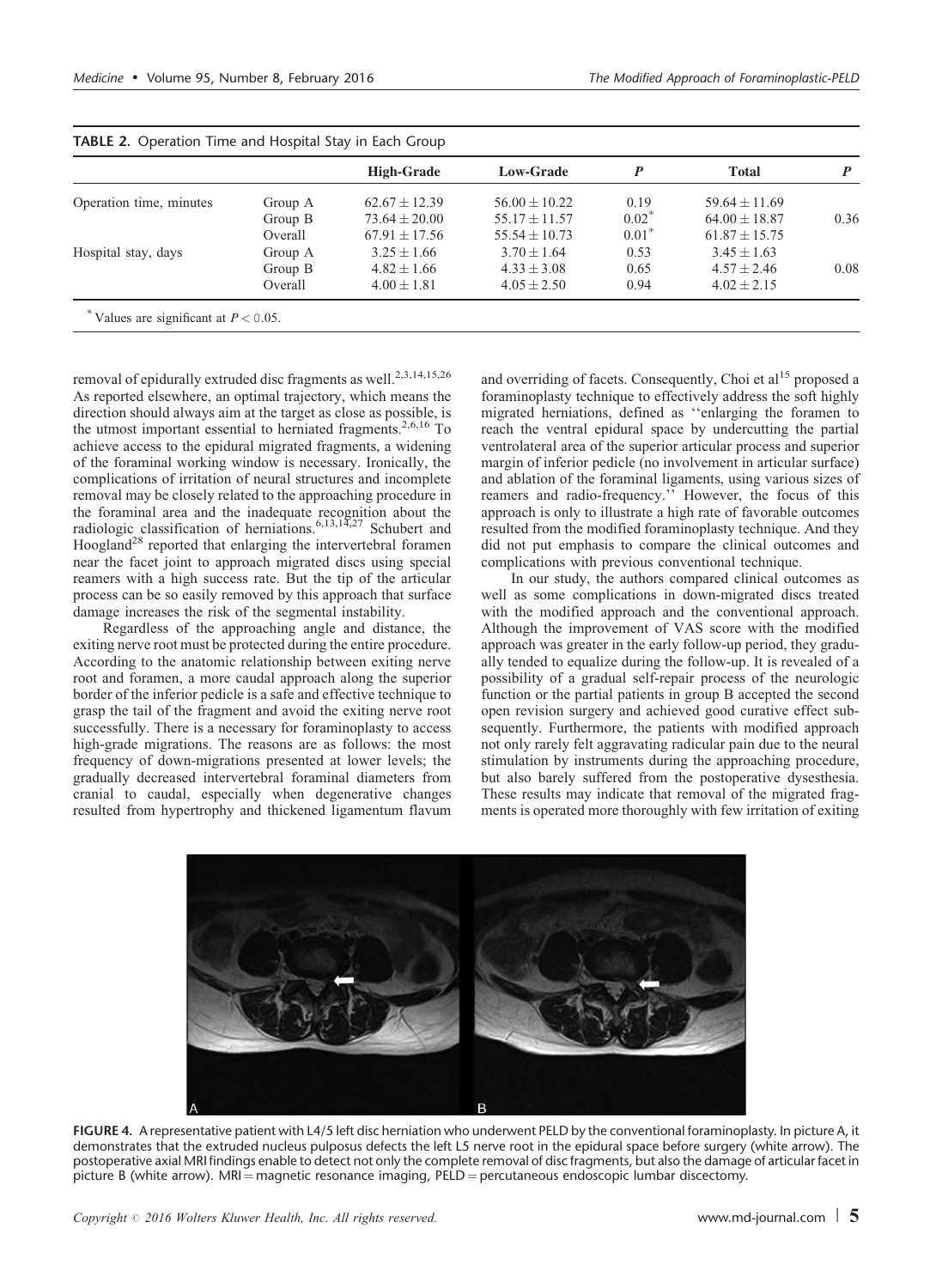**TABLE 2.** Operation Time and Hospital Stay in Each Group

| | | High-Grade | Low-Grade | P | Total | P |
|---|---|---|---|---|---|---|
| Operation time, minutes | Group A | $62.67 \pm 12.39$ | $56.00 \pm 10.22$ | 0.19 | $59.64 \pm 11.69$ | |
| | Group B | $73.64 \pm 20.00$ | $55.17 \pm 11.57$ | $0.02^*$ | $64.00 \pm 18.87$ | 0.36 |
| | Overall | $67.91 \pm 17.56$ | $55.54 \pm 10.73$ | $0.01^*$ | $61.87 \pm 15.75$ | |
| Hospital stay, days | Group A | $3.25 \pm 1.66$ | $3.70 \pm 1.64$ | 0.53 | $3.45 \pm 1.63$ | |
| | Group B | $4.82 \pm 1.66$ | $4.33 \pm 3.08$ | 0.65 | $4.57 \pm 2.46$ | 0.08 |
| | Overall | $4.00 \pm 1.81$ | $4.05 \pm 2.50$ | 0.94 | $4.02 \pm 2.15$ | |

*Values are significant at $P < 0.05$.

removal of epidurally extruded disc fragments as well.[2,3,14,15,26] As reported elsewhere, an optimal trajectory, which means the direction should always aim at the target as close as possible, is the utmost important essential to herniated fragments.[2,6,16] To achieve access to the epidural migrated fragments, a widening of the foraminal working window is necessary. Ironically, the complications of irritation of neural structures and incomplete removal may be closely related to the approaching procedure in the foraminal area and the inadequate recognition about the radiologic classification of herniations.[6,13,14,27] Schubert and Hoogland[28] reported that enlarging the intervertebral foramen near the facet joint to approach migrated discs using special reamers with a high success rate. But the tip of the articular process can be so easily removed by this approach that surface damage increases the risk of the segmental instability.

Regardless of the approaching angle and distance, the exiting nerve root must be protected during the entire procedure. According to the anatomic relationship between exiting nerve root and foramen, a more caudal approach along the superior border of the inferior pedicle is a safe and effective technique to grasp the tail of the fragment and avoid the exiting nerve root successfully. There is a necessary for foraminoplasty to access high-grade migrations. The reasons are as follows: the most frequency of down-migrations presented at lower levels; the gradually decreased intervertebral foraminal diameters from cranial to caudal, especially when degenerative changes resulted from hypertrophy and thickened ligamentum flavum and overriding of facets. Consequently, Choi et al[15] proposed a foraminoplasty technique to effectively address the soft highly migrated herniations, defined as ''enlarging the foramen to reach the ventral epidural space by undercutting the partial ventrolateral area of the superior articular process and superior margin of inferior pedicle (no involvement in articular surface) and ablation of the foraminal ligaments, using various sizes of reamers and radio-frequency.'' However, the focus of this approach is only to illustrate a high rate of favorable outcomes resulted from the modified foraminoplasty technique. And they did not put emphasis to compare the clinical outcomes and complications with previous conventional technique.

In our study, the authors compared clinical outcomes as well as some complications in down-migrated discs treated with the modified approach and the conventional approach. Although the improvement of VAS score with the modified approach was greater in the early follow-up period, they gradually tended to equalize during the follow-up. It is revealed of a possibility of a gradual self-repair process of the neurologic function or the partial patients in group B accepted the second open revision surgery and achieved good curative effect subsequently. Furthermore, the patients with modified approach not only rarely felt aggravating radicular pain due to the neural stimulation by instruments during the approaching procedure, but also barely suffered from the postoperative dysesthesia. These results may indicate that removal of the migrated fragments is operated more thoroughly with few irritation of exiting

A

B

**FIGURE 4.** A representative patient with L4/5 left disc herniation who underwent PELD by the conventional foraminoplasty. In picture A, it demonstrates that the extruded nucleus pulposus defects the left L5 nerve root in the epidural space before surgery (white arrow). The postoperative axial MRI findings enable to detect not only the complete removal of disc fragments, but also the damage of articular facet in picture B (white arrow). MRI = magnetic resonance imaging, PELD = percutaneous endoscopic lumbar discectomy.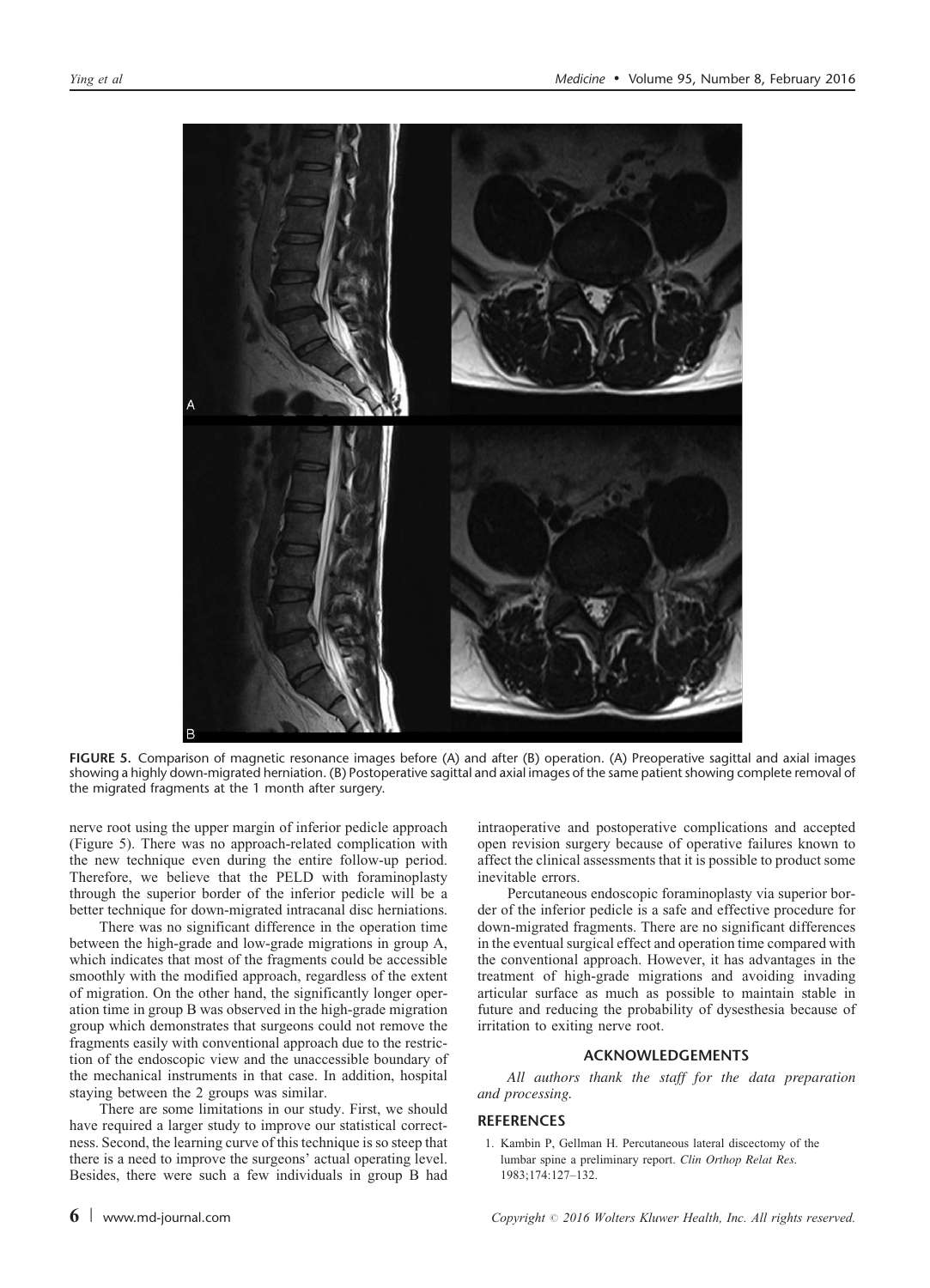FIGURE 5. Comparison of magnetic resonance images before (A) and after (B) operation. (A) Preoperative sagittal and axial images showing a highly down-migrated herniation. (B) Postoperative sagittal and axial images of the same patient showing complete removal of the migrated fragments at the 1 month after surgery.

nerve root using the upper margin of inferior pedicle approach (Figure 5). There was no approach-related complication with the new technique even during the entire follow-up period. Therefore, we believe that the PELD with foraminoplasty through the superior border of the inferior pedicle will be a better technique for down-migrated intracanal disc herniations.

There was no significant difference in the operation time between the high-grade and low-grade migrations in group A, which indicates that most of the fragments could be accessible smoothly with the modified approach, regardless of the extent of migration. On the other hand, the significantly longer operation time in group B was observed in the high-grade migration group which demonstrates that surgeons could not remove the fragments easily with conventional approach due to the restriction of the endoscopic view and the unaccessible boundary of the mechanical instruments in that case. In addition, hospital staying between the 2 groups was similar.

There are some limitations in our study. First, we should have required a larger study to improve our statistical correctness. Second, the learning curve of this technique is so steep that there is a need to improve the surgeons' actual operating level. Besides, there were such a few individuals in group B had intraoperative and postoperative complications and accepted open revision surgery because of operative failures known to affect the clinical assessments that it is possible to product some inevitable errors.

Percutaneous endoscopic foraminoplasty via superior border of the inferior pedicle is a safe and effective procedure for down-migrated fragments. There are no significant differences in the eventual surgical effect and operation time compared with the conventional approach. However, it has advantages in the treatment of high-grade migrations and avoiding invading articular surface as much as possible to maintain stable in future and reducing the probability of dysesthesia because of irritation to exiting nerve root.

## ACKNOWLEDGEMENTS

*All authors thank the staff for the data preparation and processing.*

## REFERENCES

1. Kambin P, Gellman H. Percutaneous lateral discectomy of the lumbar spine a preliminary report. *Clin Orthop Relat Res.* 1983;174:127–132.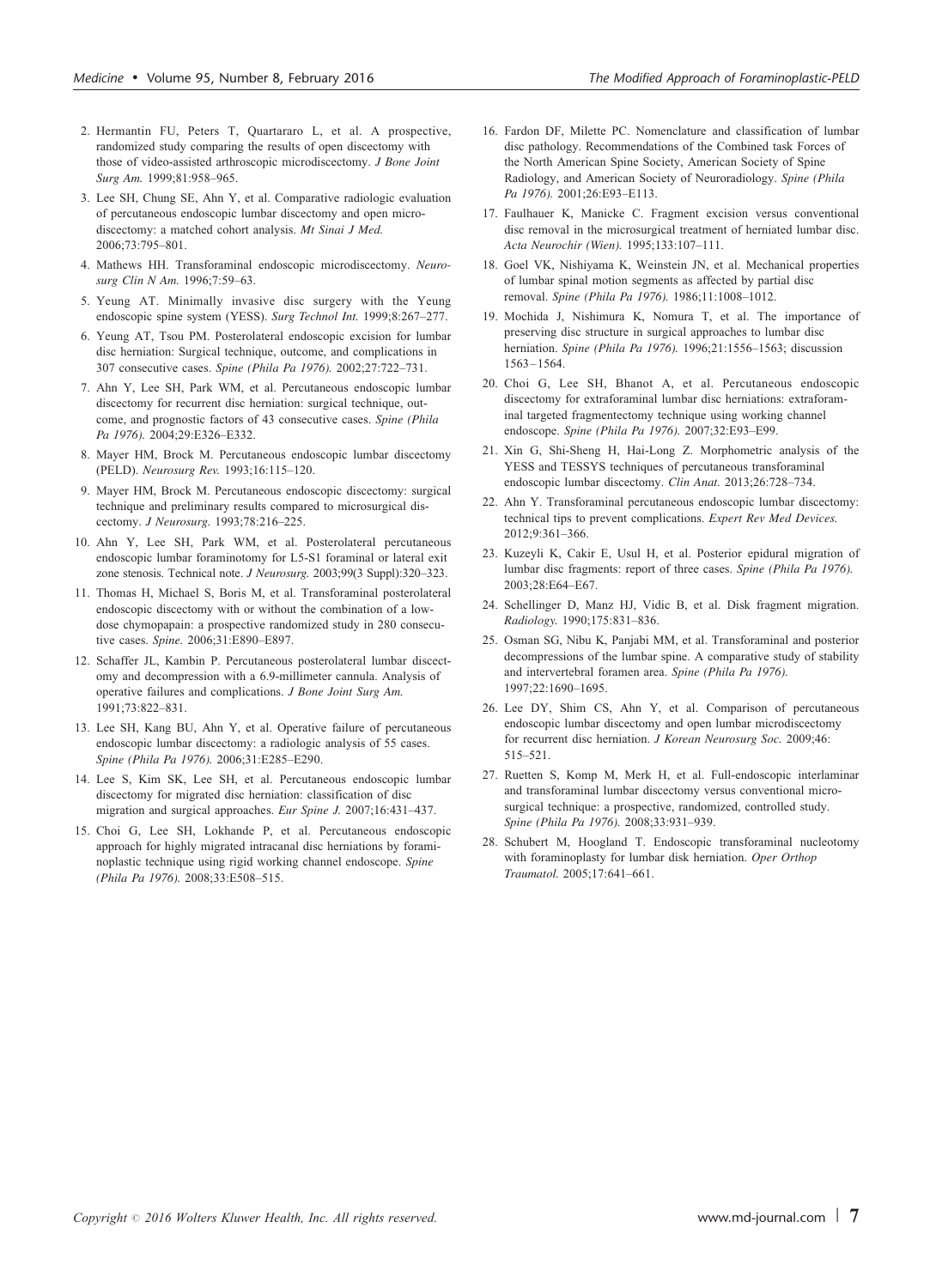2. Hermantin FU, Peters T, Quartararo L, et al. A prospective, randomized study comparing the results of open discectomy with those of video-assisted arthroscopic microdiscectomy. *J Bone Joint Surg Am.* 1999;81:958–965.

3. Lee SH, Chung SE, Ahn Y, et al. Comparative radiologic evaluation of percutaneous endoscopic lumbar discectomy and open microdiscectomy: a matched cohort analysis. *Mt Sinai J Med.* 2006;73:795–801.

4. Mathews HH. Transforaminal endoscopic microdiscectomy. *Neurosurg Clin N Am.* 1996;7:59–63.

5. Yeung AT. Minimally invasive disc surgery with the Yeung endoscopic spine system (YESS). *Surg Technol Int.* 1999;8:267–277.

6. Yeung AT, Tsou PM. Posterolateral endoscopic excision for lumbar disc herniation: Surgical technique, outcome, and complications in 307 consecutive cases. *Spine (Phila Pa 1976).* 2002;27:722–731.

7. Ahn Y, Lee SH, Park WM, et al. Percutaneous endoscopic lumbar discectomy for recurrent disc herniation: surgical technique, outcome, and prognostic factors of 43 consecutive cases. *Spine (Phila Pa 1976).* 2004;29:E326–E332.

8. Mayer HM, Brock M. Percutaneous endoscopic lumbar discectomy (PELD). *Neurosurg Rev.* 1993;16:115–120.

9. Mayer HM, Brock M. Percutaneous endoscopic discectomy: surgical technique and preliminary results compared to microsurgical discectomy. *J Neurosurg.* 1993;78:216–225.

10. Ahn Y, Lee SH, Park WM, et al. Posterolateral percutaneous endoscopic lumbar foraminotomy for L5-S1 foraminal or lateral exit zone stenosis. Technical note. *J Neurosurg.* 2003;99(3 Suppl):320–323.

11. Thomas H, Michael S, Boris M, et al. Transforaminal posterolateral endoscopic discectomy with or without the combination of a low-dose chymopapain: a prospective randomized study in 280 consecutive cases. *Spine.* 2006;31:E890–E897.

12. Schaffer JL, Kambin P. Percutaneous posterolateral lumbar discectomy and decompression with a 6.9-millimeter cannula. Analysis of operative failures and complications. *J Bone Joint Surg Am.* 1991;73:822–831.

13. Lee SH, Kang BU, Ahn Y, et al. Operative failure of percutaneous endoscopic lumbar discectomy: a radiologic analysis of 55 cases. *Spine (Phila Pa 1976).* 2006;31:E285–E290.

14. Lee S, Kim SK, Lee SH, et al. Percutaneous endoscopic lumbar discectomy for migrated disc herniation: classification of disc migration and surgical approaches. *Eur Spine J.* 2007;16:431–437.

15. Choi G, Lee SH, Lokhande P, et al. Percutaneous endoscopic approach for highly migrated intracanal disc herniations by foraminoplastic technique using rigid working channel endoscope. *Spine (Phila Pa 1976).* 2008;33:E508–515.

16. Fardon DF, Milette PC. Nomenclature and classification of lumbar disc pathology. Recommendations of the Combined task Forces of the North American Spine Society, American Society of Spine Radiology, and American Society of Neuroradiology. *Spine (Phila Pa 1976).* 2001;26:E93–E113.

17. Faulhauer K, Manicke C. Fragment excision versus conventional disc removal in the microsurgical treatment of herniated lumbar disc. *Acta Neurochir (Wien).* 1995;133:107–111.

18. Goel VK, Nishiyama K, Weinstein JN, et al. Mechanical properties of lumbar spinal motion segments as affected by partial disc removal. *Spine (Phila Pa 1976).* 1986;11:1008–1012.

19. Mochida J, Nishimura K, Nomura T, et al. The importance of preserving disc structure in surgical approaches to lumbar disc herniation. *Spine (Phila Pa 1976).* 1996;21:1556–1563; discussion 1563–1564.

20. Choi G, Lee SH, Bhanot A, et al. Percutaneous endoscopic discectomy for extraforaminal lumbar disc herniations: extraforaminal targeted fragmentectomy technique using working channel endoscope. *Spine (Phila Pa 1976).* 2007;32:E93–E99.

21. Xin G, Shi-Sheng H, Hai-Long Z. Morphometric analysis of the YESS and TESSYS techniques of percutaneous transforaminal endoscopic lumbar discectomy. *Clin Anat.* 2013;26:728–734.

22. Ahn Y. Transforaminal percutaneous endoscopic lumbar discectomy: technical tips to prevent complications. *Expert Rev Med Devices.* 2012;9:361–366.

23. Kuzeyli K, Cakir E, Usul H, et al. Posterior epidural migration of lumbar disc fragments: report of three cases. *Spine (Phila Pa 1976).* 2003;28:E64–E67.

24. Schellinger D, Manz HJ, Vidic B, et al. Disk fragment migration. *Radiology.* 1990;175:831–836.

25. Osman SG, Nibu K, Panjabi MM, et al. Transforaminal and posterior decompressions of the lumbar spine. A comparative study of stability and intervertebral foramen area. *Spine (Phila Pa 1976).* 1997;22:1690–1695.

26. Lee DY, Shim CS, Ahn Y, et al. Comparison of percutaneous endoscopic lumbar discectomy and open lumbar microdiscectomy for recurrent disc herniation. *J Korean Neurosurg Soc.* 2009;46:515–521.

27. Ruetten S, Komp M, Merk H, et al. Full-endoscopic interlaminar and transforaminal lumbar discectomy versus conventional microsurgical technique: a prospective, randomized, controlled study. *Spine (Phila Pa 1976).* 2008;33:931–939.

28. Schubert M, Hoogland T. Endoscopic transforaminal nucleotomy with foraminoplasty for lumbar disk herniation. *Oper Orthop Traumatol.* 2005;17:641–661.